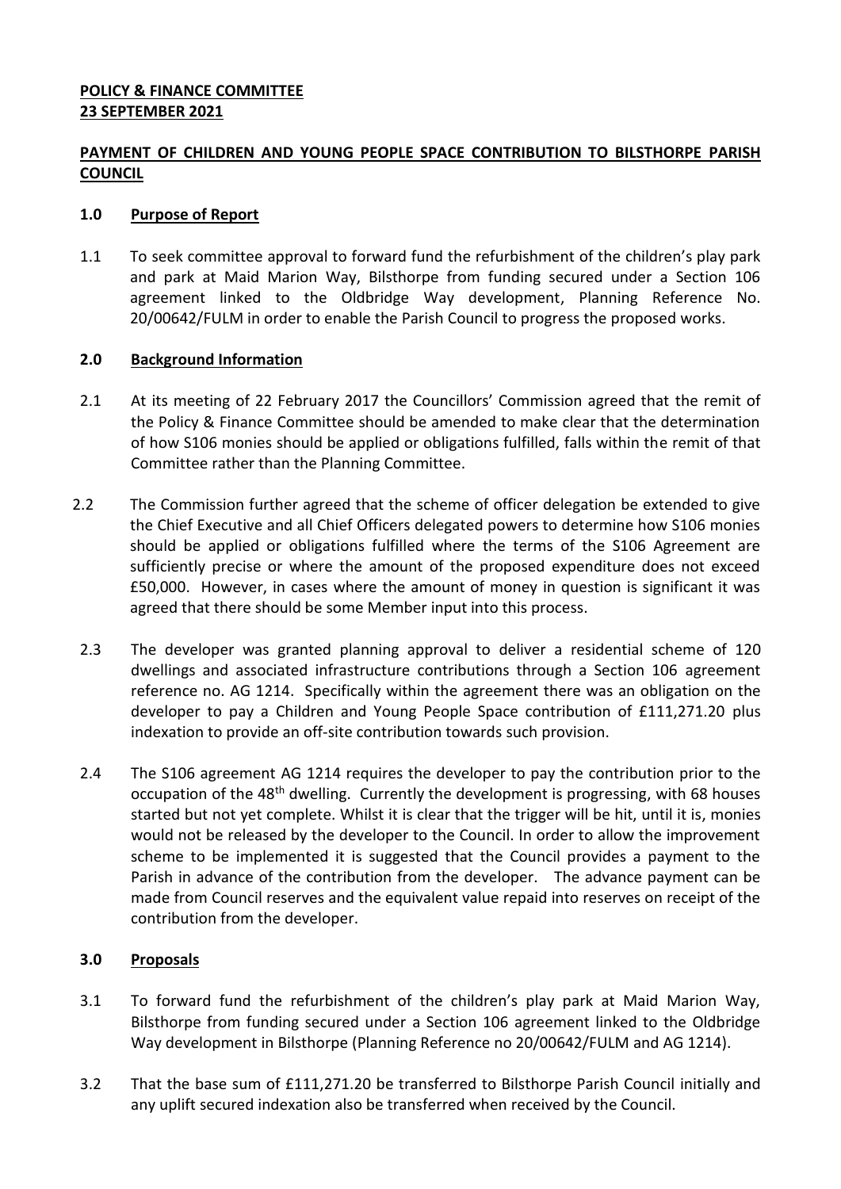**POLICY & FINANCE COMMITTEE**
**23 SEPTEMBER 2021**

## PAYMENT OF CHILDREN AND YOUNG PEOPLE SPACE CONTRIBUTION TO BILSTHORPE PARISH COUNCIL

### 1.0 Purpose of Report

1.1 To seek committee approval to forward fund the refurbishment of the children's play park and park at Maid Marion Way, Bilsthorpe from funding secured under a Section 106 agreement linked to the Oldbridge Way development, Planning Reference No. 20/00642/FULM in order to enable the Parish Council to progress the proposed works.

### 2.0 Background Information

2.1 At its meeting of 22 February 2017 the Councillors' Commission agreed that the remit of the Policy & Finance Committee should be amended to make clear that the determination of how S106 monies should be applied or obligations fulfilled, falls within the remit of that Committee rather than the Planning Committee.

2.2 The Commission further agreed that the scheme of officer delegation be extended to give the Chief Executive and all Chief Officers delegated powers to determine how S106 monies should be applied or obligations fulfilled where the terms of the S106 Agreement are sufficiently precise or where the amount of the proposed expenditure does not exceed £50,000. However, in cases where the amount of money in question is significant it was agreed that there should be some Member input into this process.

2.3 The developer was granted planning approval to deliver a residential scheme of 120 dwellings and associated infrastructure contributions through a Section 106 agreement reference no. AG 1214. Specifically within the agreement there was an obligation on the developer to pay a Children and Young People Space contribution of £111,271.20 plus indexation to provide an off-site contribution towards such provision.

2.4 The S106 agreement AG 1214 requires the developer to pay the contribution prior to the occupation of the 48th dwelling. Currently the development is progressing, with 68 houses started but not yet complete. Whilst it is clear that the trigger will be hit, until it is, monies would not be released by the developer to the Council. In order to allow the improvement scheme to be implemented it is suggested that the Council provides a payment to the Parish in advance of the contribution from the developer. The advance payment can be made from Council reserves and the equivalent value repaid into reserves on receipt of the contribution from the developer.

### 3.0 Proposals

3.1 To forward fund the refurbishment of the children's play park at Maid Marion Way, Bilsthorpe from funding secured under a Section 106 agreement linked to the Oldbridge Way development in Bilsthorpe (Planning Reference no 20/00642/FULM and AG 1214).

3.2 That the base sum of £111,271.20 be transferred to Bilsthorpe Parish Council initially and any uplift secured indexation also be transferred when received by the Council.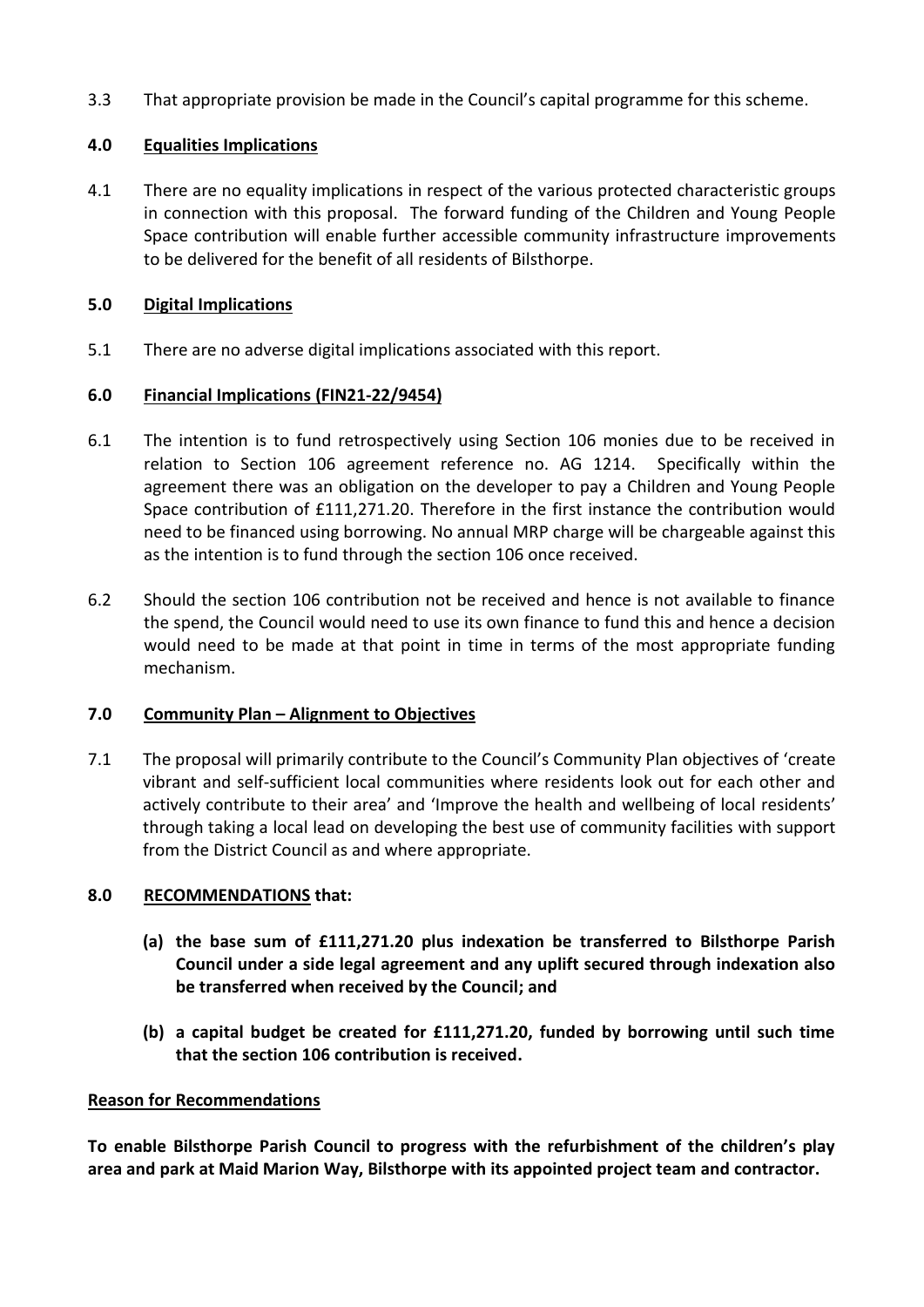3.3 That appropriate provision be made in the Council's capital programme for this scheme.

## 4.0 Equalities Implications

4.1 There are no equality implications in respect of the various protected characteristic groups in connection with this proposal. The forward funding of the Children and Young People Space contribution will enable further accessible community infrastructure improvements to be delivered for the benefit of all residents of Bilsthorpe.

## 5.0 Digital Implications

5.1 There are no adverse digital implications associated with this report.

## 6.0 Financial Implications (FIN21-22/9454)

6.1 The intention is to fund retrospectively using Section 106 monies due to be received in relation to Section 106 agreement reference no. AG 1214. Specifically within the agreement there was an obligation on the developer to pay a Children and Young People Space contribution of £111,271.20. Therefore in the first instance the contribution would need to be financed using borrowing. No annual MRP charge will be chargeable against this as the intention is to fund through the section 106 once received.

6.2 Should the section 106 contribution not be received and hence is not available to finance the spend, the Council would need to use its own finance to fund this and hence a decision would need to be made at that point in time in terms of the most appropriate funding mechanism.

## 7.0 Community Plan – Alignment to Objectives

7.1 The proposal will primarily contribute to the Council's Community Plan objectives of 'create vibrant and self-sufficient local communities where residents look out for each other and actively contribute to their area' and 'Improve the health and wellbeing of local residents' through taking a local lead on developing the best use of community facilities with support from the District Council as and where appropriate.

## 8.0 RECOMMENDATIONS that:

**(a) the base sum of £111,271.20 plus indexation be transferred to Bilsthorpe Parish Council under a side legal agreement and any uplift secured through indexation also be transferred when received by the Council; and**

**(b) a capital budget be created for £111,271.20, funded by borrowing until such time that the section 106 contribution is received.**

**Reason for Recommendations**

**To enable Bilsthorpe Parish Council to progress with the refurbishment of the children's play area and park at Maid Marion Way, Bilsthorpe with its appointed project team and contractor.**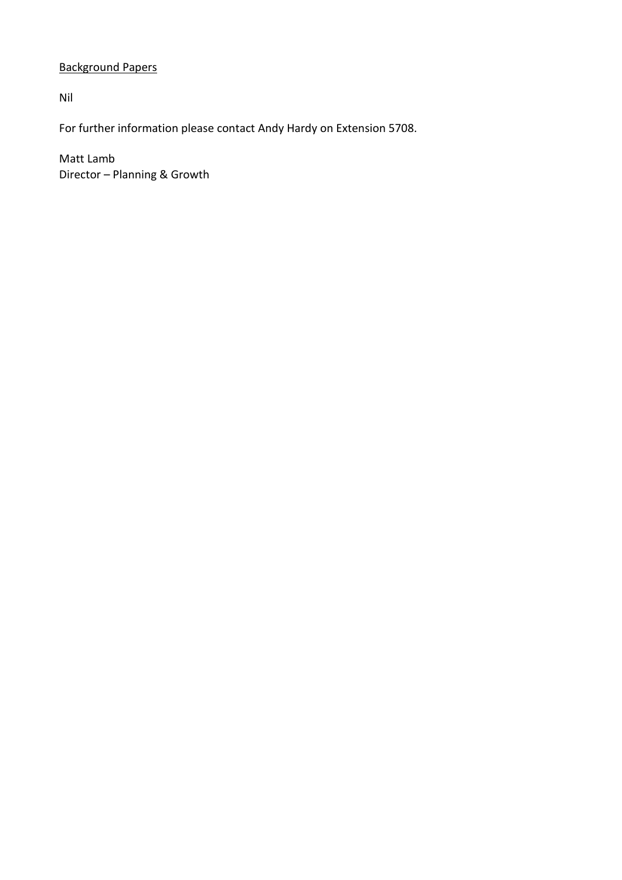<u>Background Papers</u>

Nil

For further information please contact Andy Hardy on Extension 5708.

Matt Lamb
Director – Planning & Growth